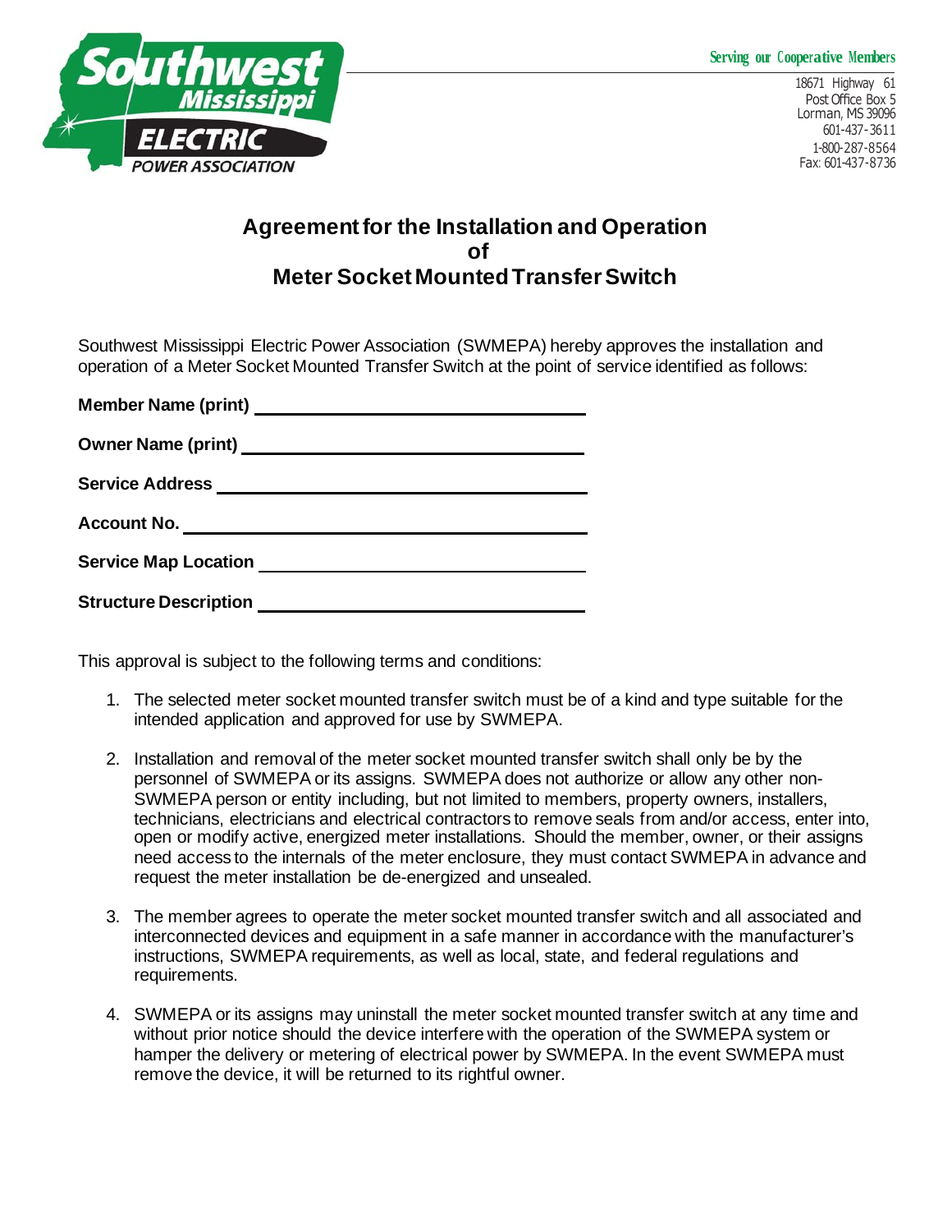Southwest Mississippi ELECTRIC POWER ASSOCIATION

Serving our Cooperative Members

18671 Highway 61
Post Office Box 5
Lorman, MS 39096
601-437-3611
1-800-287-8564
Fax: 601-437-8736

# Agreement for the Installation and Operation of Meter Socket Mounted Transfer Switch

Southwest Mississippi Electric Power Association (SWMEPA) hereby approves the installation and operation of a Meter Socket Mounted Transfer Switch at the point of service identified as follows:

**Member Name (print)** ______________________________

**Owner Name (print)** ______________________________

**Service Address** ______________________________

**Account No.** ______________________________

**Service Map Location** ______________________________

**Structure Description** ______________________________

This approval is subject to the following terms and conditions:

1. The selected meter socket mounted transfer switch must be of a kind and type suitable for the intended application and approved for use by SWMEPA.
2. Installation and removal of the meter socket mounted transfer switch shall only be by the personnel of SWMEPA or its assigns. SWMEPA does not authorize or allow any other non-SWMEPA person or entity including, but not limited to members, property owners, installers, technicians, electricians and electrical contractors to remove seals from and/or access, enter into, open or modify active, energized meter installations. Should the member, owner, or their assigns need access to the internals of the meter enclosure, they must contact SWMEPA in advance and request the meter installation be de-energized and unsealed.
3. The member agrees to operate the meter socket mounted transfer switch and all associated and interconnected devices and equipment in a safe manner in accordance with the manufacturer's instructions, SWMEPA requirements, as well as local, state, and federal regulations and requirements.
4. SWMEPA or its assigns may uninstall the meter socket mounted transfer switch at any time and without prior notice should the device interfere with the operation of the SWMEPA system or hamper the delivery or metering of electrical power by SWMEPA. In the event SWMEPA must remove the device, it will be returned to its rightful owner.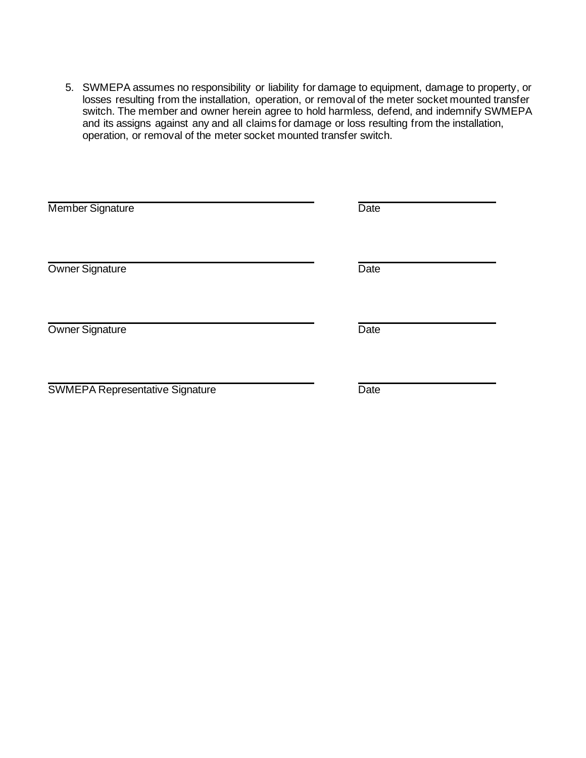5. SWMEPA assumes no responsibility or liability for damage to equipment, damage to property, or losses resulting from the installation, operation, or removal of the meter socket mounted transfer switch. The member and owner herein agree to hold harmless, defend, and indemnify SWMEPA and its assigns against any and all claims for damage or loss resulting from the installation, operation, or removal of the meter socket mounted transfer switch.

| | |
|---|---|
| ______________________________ | ______________ |
| Member Signature | Date |
| ______________________________ | ______________ |
| Owner Signature | Date |
| ______________________________ | ______________ |
| Owner Signature | Date |
| ______________________________ | ______________ |
| SWMEPA Representative Signature | Date |